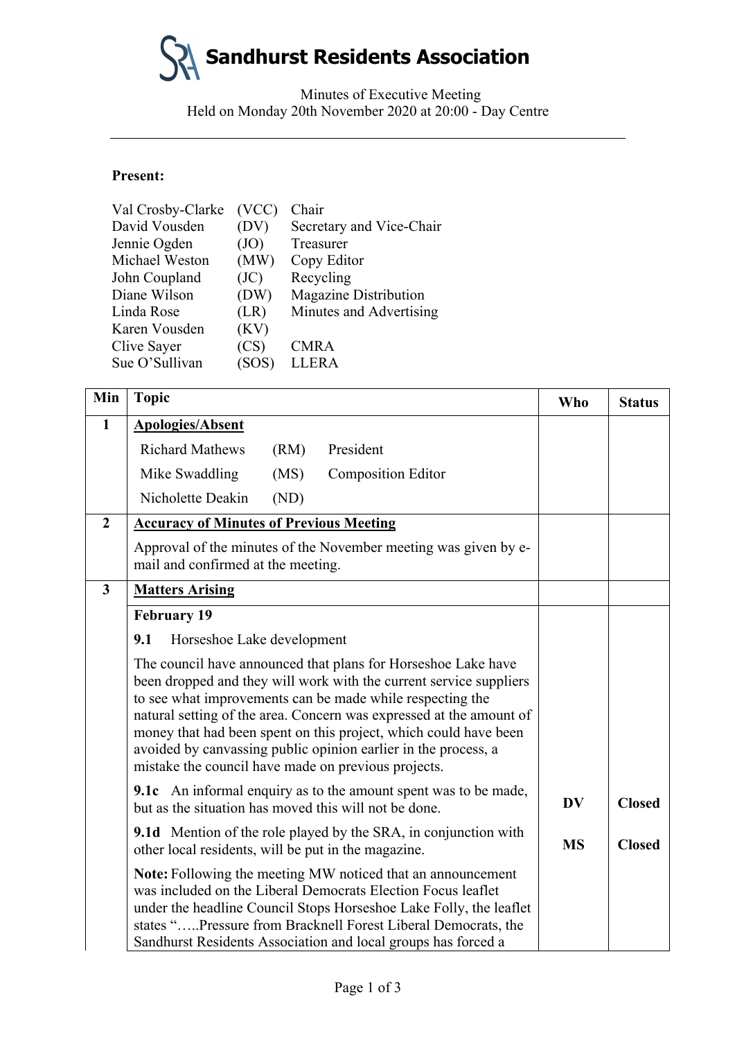# Sandhurst Residents Association

Minutes of Executive Meeting
Held on Monday 20th November 2020 at 20:00 - Day Centre

---

**Present:**

| | | |
|---|---|---|
| Val Crosby-Clarke | (VCC) | Chair |
| David Vousden | (DV) | Secretary and Vice-Chair |
| Jennie Ogden | (JO) | Treasurer |
| Michael Weston | (MW) | Copy Editor |
| John Coupland | (JC) | Recycling |
| Diane Wilson | (DW) | Magazine Distribution |
| Linda Rose | (LR) | Minutes and Advertising |
| Karen Vousden | (KV) | |
| Clive Sayer | (CS) | CMRA |
| Sue O'Sullivan | (SOS) | LLERA |

| Min | Topic | Who | Status |
|---|---|---|---|
| **1** | **Apologies/Absent**<br>Richard Mathews (RM) President<br>Mike Swaddling (MS) Composition Editor<br>Nicholette Deakin (ND) | | |
| **2** | **Accuracy of Minutes of Previous Meeting**<br>Approval of the minutes of the November meeting was given by e-mail and confirmed at the meeting. | | |
| **3** | **Matters Arising** | | |
| | **February 19**<br>**9.1** Horseshoe Lake development<br>The council have announced that plans for Horseshoe Lake have been dropped and they will work with the current service suppliers to see what improvements can be made while respecting the natural setting of the area. Concern was expressed at the amount of money that had been spent on this project, which could have been avoided by canvassing public opinion earlier in the process, a mistake the council have made on previous projects. | | |
| | **9.1c** An informal enquiry as to the amount spent was to be made, but as the situation has moved this will not be done. | **DV** | **Closed** |
| | **9.1d** Mention of the role played by the SRA, in conjunction with other local residents, will be put in the magazine. | **MS** | **Closed** |
| | **Note:** Following the meeting MW noticed that an announcement was included on the Liberal Democrats Election Focus leaflet under the headline Council Stops Horseshoe Lake Folly, the leaflet states "…..Pressure from Bracknell Forest Liberal Democrats, the Sandhurst Residents Association and local groups has forced a | | |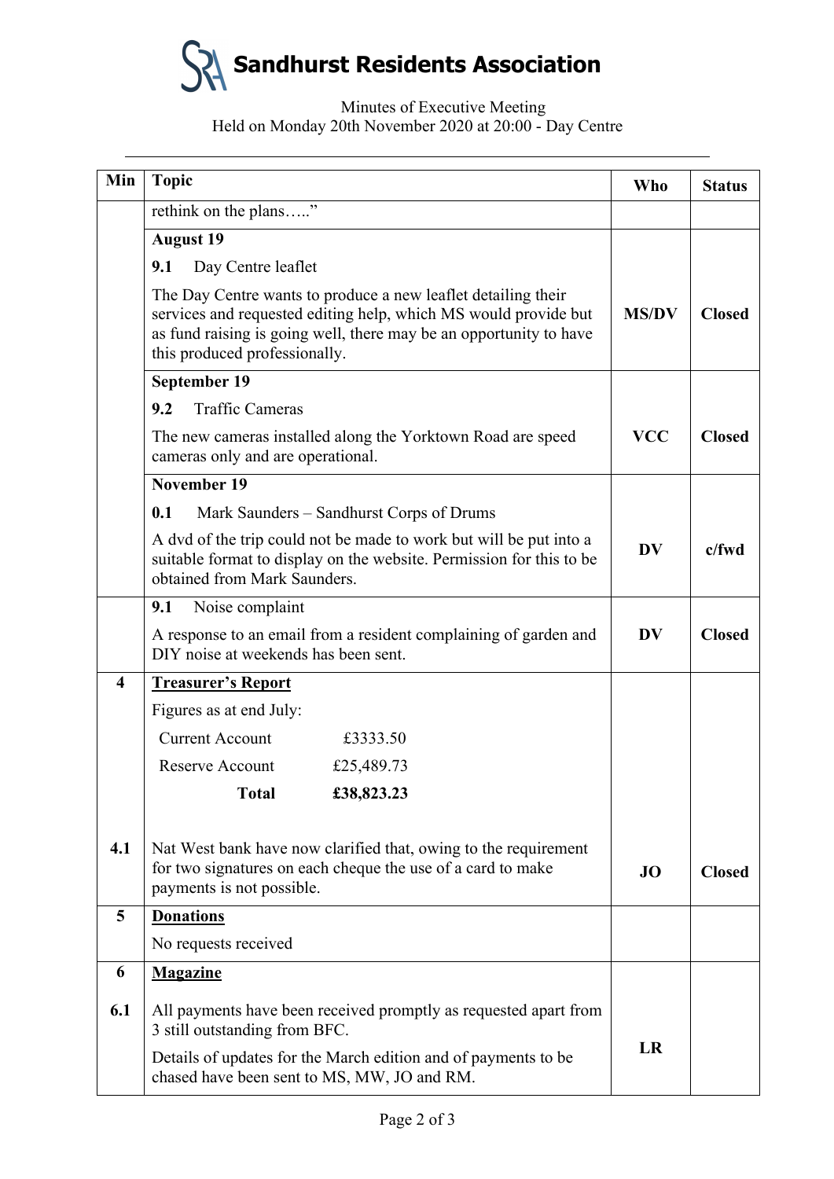# Sandhurst Residents Association

Minutes of Executive Meeting
Held on Monday 20th November 2020 at 20:00 - Day Centre

| Min | Topic | Who | Status |
|---|---|---|---|
| | rethink on the plans….." | | |
| | **August 19**<br>**9.1** Day Centre leaflet<br>The Day Centre wants to produce a new leaflet detailing their services and requested editing help, which MS would provide but as fund raising is going well, there may be an opportunity to have this produced professionally. | **MS/DV** | **Closed** |
| | **September 19**<br>**9.2** Traffic Cameras<br>The new cameras installed along the Yorktown Road are speed cameras only and are operational. | **VCC** | **Closed** |
| | **November 19**<br>**0.1** Mark Saunders – Sandhurst Corps of Drums<br>A dvd of the trip could not be made to work but will be put into a suitable format to display on the website. Permission for this to be obtained from Mark Saunders. | **DV** | **c/fwd** |
| | **9.1** Noise complaint<br>A response to an email from a resident complaining of garden and DIY noise at weekends has been sent. | **DV** | **Closed** |
| **4** | **<u>Treasurer's Report</u>**<br>Figures as at end July:<br>Current Account £3333.50<br>Reserve Account £25,489.73<br>**Total** **£38,823.23** | | |
| **4.1** | Nat West bank have now clarified that, owing to the requirement for two signatures on each cheque the use of a card to make payments is not possible. | **JO** | **Closed** |
| **5** | **<u>Donations</u>**<br>No requests received | | |
| **6** | **<u>Magazine</u>** | | |
| **6.1** | All payments have been received promptly as requested apart from 3 still outstanding from BFC.<br>Details of updates for the March edition and of payments to be chased have been sent to MS, MW, JO and RM. | **LR** | |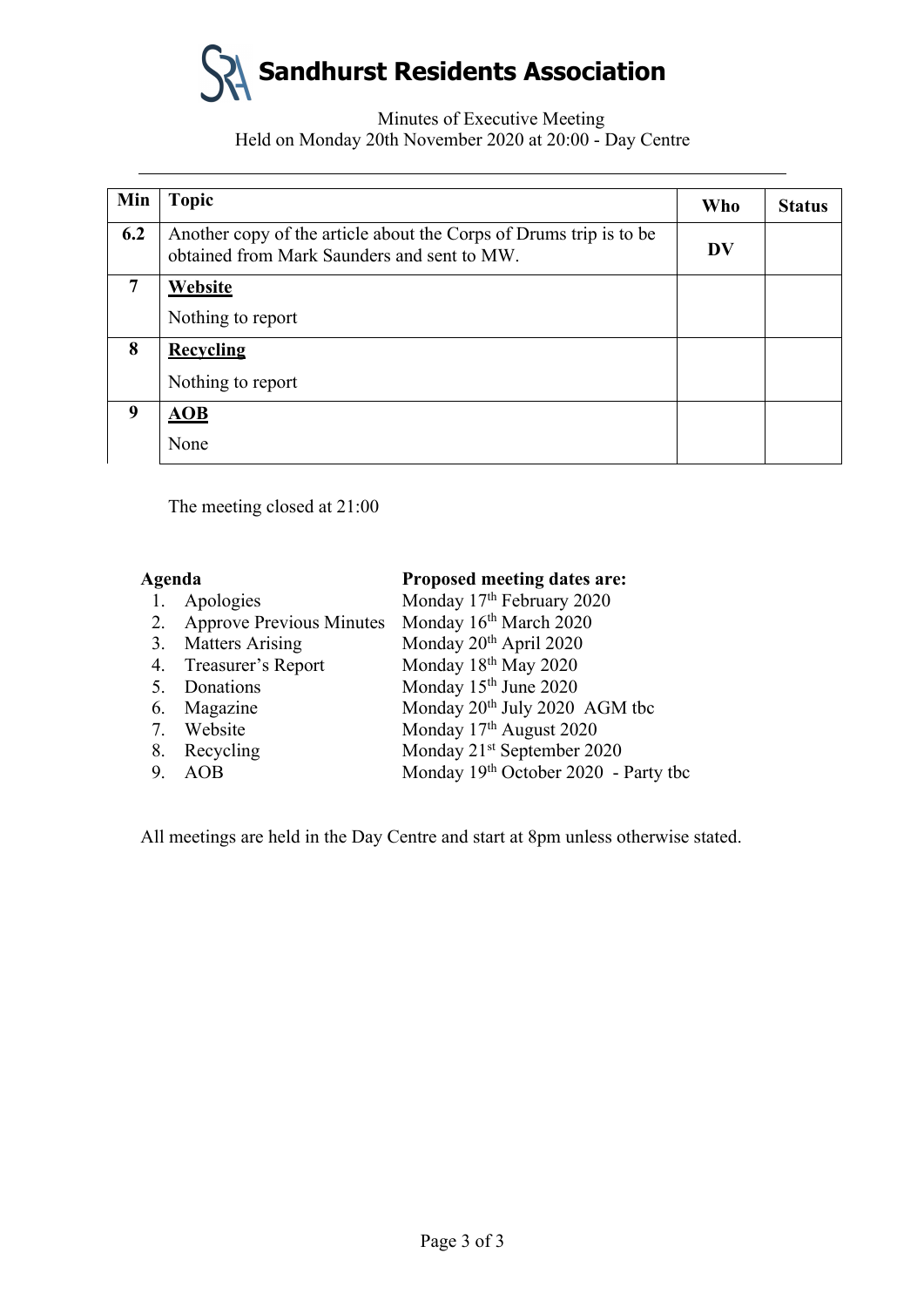# Sandhurst Residents Association

Minutes of Executive Meeting
Held on Monday 20th November 2020 at 20:00 - Day Centre

| Min | Topic | Who | Status |
|---|---|---|---|
| **6.2** | Another copy of the article about the Corps of Drums trip is to be obtained from Mark Saunders and sent to MW. | **DV** | |
| **7** | **Website**<br><br>Nothing to report | | |
| **8** | **Recycling**<br><br>Nothing to report | | |
| **9** | **AOB**<br><br>None | | |

The meeting closed at 21:00

**Agenda**

1. Apologies
2. Approve Previous Minutes
3. Matters Arising
4. Treasurer's Report
5. Donations
6. Magazine
7. Website
8. Recycling
9. AOB

**Proposed meeting dates are:**

Monday 17th February 2020
Monday 16th March 2020
Monday 20th April 2020
Monday 18th May 2020
Monday 15th June 2020
Monday 20th July 2020 AGM tbc
Monday 17th August 2020
Monday 21st September 2020
Monday 19th October 2020 - Party tbc

All meetings are held in the Day Centre and start at 8pm unless otherwise stated.